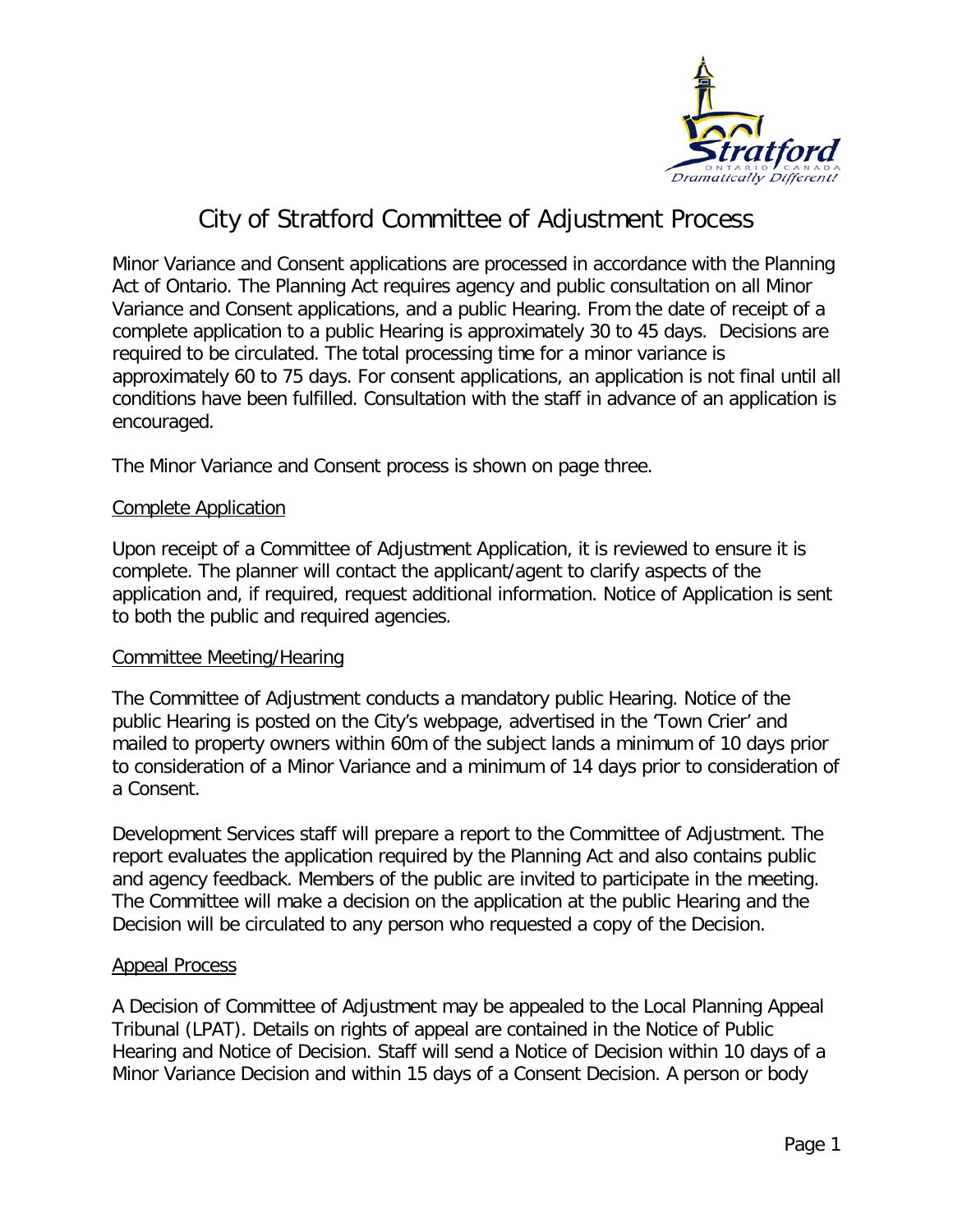# City of Stratford Committee of Adjustment Process

Minor Variance and Consent applications are processed in accordance with the Planning Act of Ontario. The Planning Act requires agency and public consultation on all Minor Variance and Consent applications, and a public Hearing. From the date of receipt of a complete application to a public Hearing is approximately 30 to 45 days. Decisions are required to be circulated. The total processing time for a minor variance is approximately 60 to 75 days. For consent applications, an application is not final until all conditions have been fulfilled. Consultation with the staff in advance of an application is encouraged.

The Minor Variance and Consent process is shown on page three.

## Complete Application

Upon receipt of a Committee of Adjustment Application, it is reviewed to ensure it is complete. The planner will contact the applicant/agent to clarify aspects of the application and, if required, request additional information. Notice of Application is sent to both the public and required agencies.

## Committee Meeting/Hearing

The Committee of Adjustment conducts a mandatory public Hearing. Notice of the public Hearing is posted on the City's webpage, advertised in the 'Town Crier' and mailed to property owners within 60m of the subject lands a minimum of 10 days prior to consideration of a Minor Variance and a minimum of 14 days prior to consideration of a Consent.

Development Services staff will prepare a report to the Committee of Adjustment. The report evaluates the application required by the Planning Act and also contains public and agency feedback. Members of the public are invited to participate in the meeting. The Committee will make a decision on the application at the public Hearing and the Decision will be circulated to any person who requested a copy of the Decision.

## Appeal Process

A Decision of Committee of Adjustment may be appealed to the Local Planning Appeal Tribunal (LPAT). Details on rights of appeal are contained in the Notice of Public Hearing and Notice of Decision. Staff will send a Notice of Decision within 10 days of a Minor Variance Decision and within 15 days of a Consent Decision. A person or body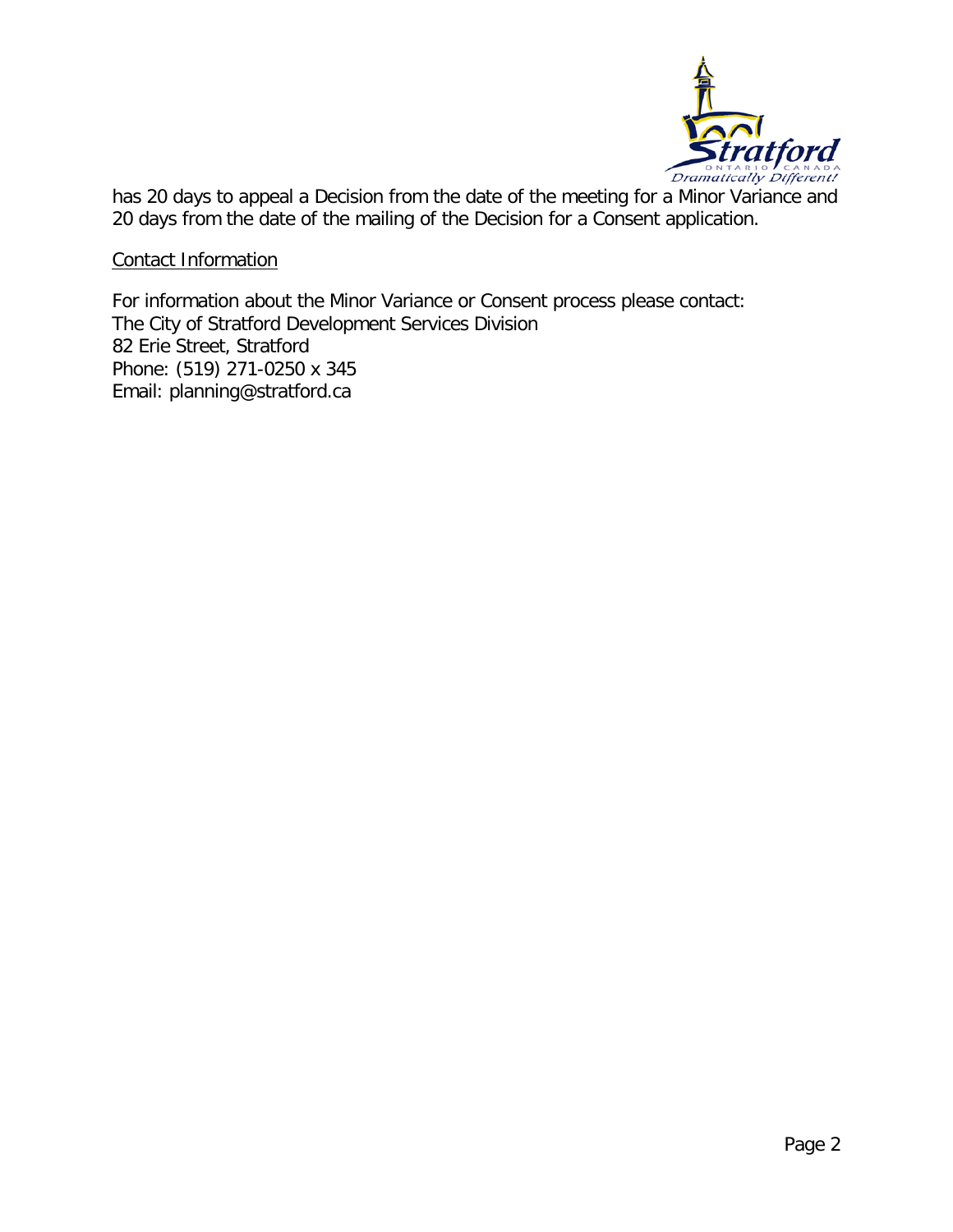has 20 days to appeal a Decision from the date of the meeting for a Minor Variance and 20 days from the date of the mailing of the Decision for a Consent application.

Contact Information

For information about the Minor Variance or Consent process please contact:
The City of Stratford Development Services Division
82 Erie Street, Stratford
Phone: (519) 271-0250 x 345
Email: planning@stratford.ca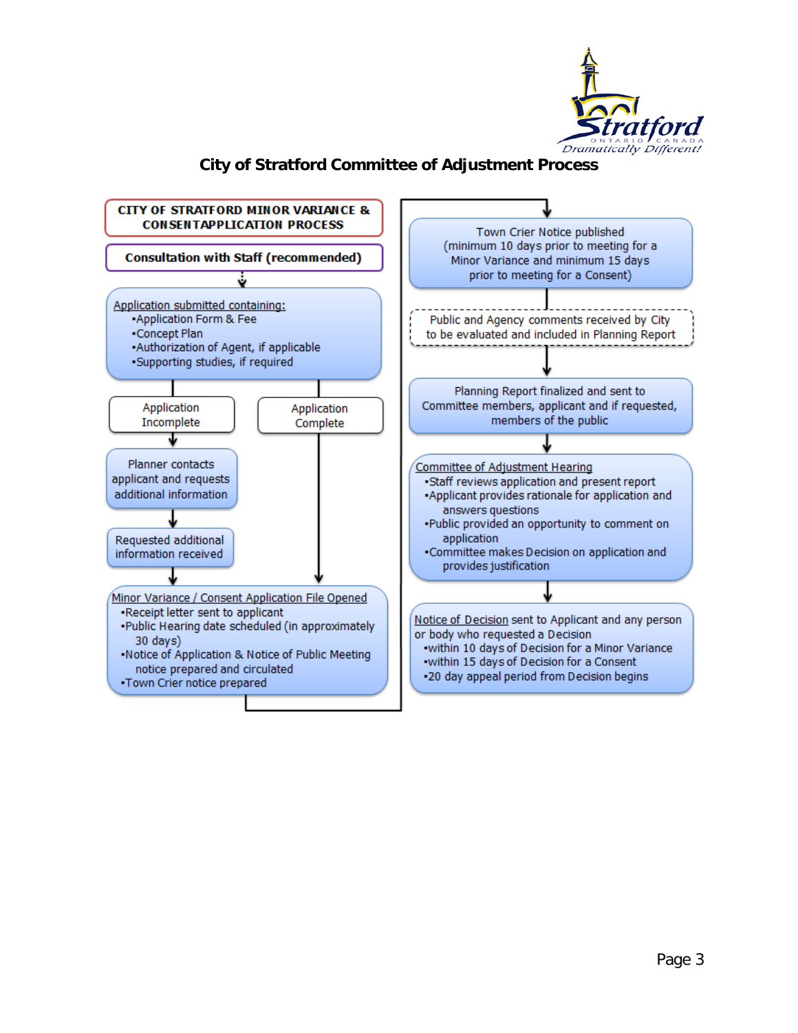# City of Stratford Committee of Adjustment Process

**CITY OF STRATFORD MINOR VARIANCE & CONSENTAPPLICATION PROCESS**

**Consultation with Staff (recommended)**

Application submitted containing:
- Application Form & Fee
- Concept Plan
- Authorization of Agent, if applicable
- Supporting studies, if required

Application Incomplete

Planner contacts applicant and requests additional information

Requested additional information received

Application Complete

Minor Variance / Consent Application File Opened
- Receipt letter sent to applicant
- Public Hearing date scheduled (in approximately 30 days)
- Notice of Application & Notice of Public Meeting notice prepared and circulated
- Town Crier notice prepared

Town Crier Notice published (minimum 10 days prior to meeting for a Minor Variance and minimum 15 days prior to meeting for a Consent)

Public and Agency comments received by City to be evaluated and included in Planning Report

Planning Report finalized and sent to Committee members, applicant and if requested, members of the public

Committee of Adjustment Hearing
- Staff reviews application and present report
- Applicant provides rationale for application and answers questions
- Public provided an opportunity to comment on application
- Committee makes Decision on application and provides justification

Notice of Decision sent to Applicant and any person or body who requested a Decision
- within 10 days of Decision for a Minor Variance
- within 15 days of Decision for a Consent
- 20 day appeal period from Decision begins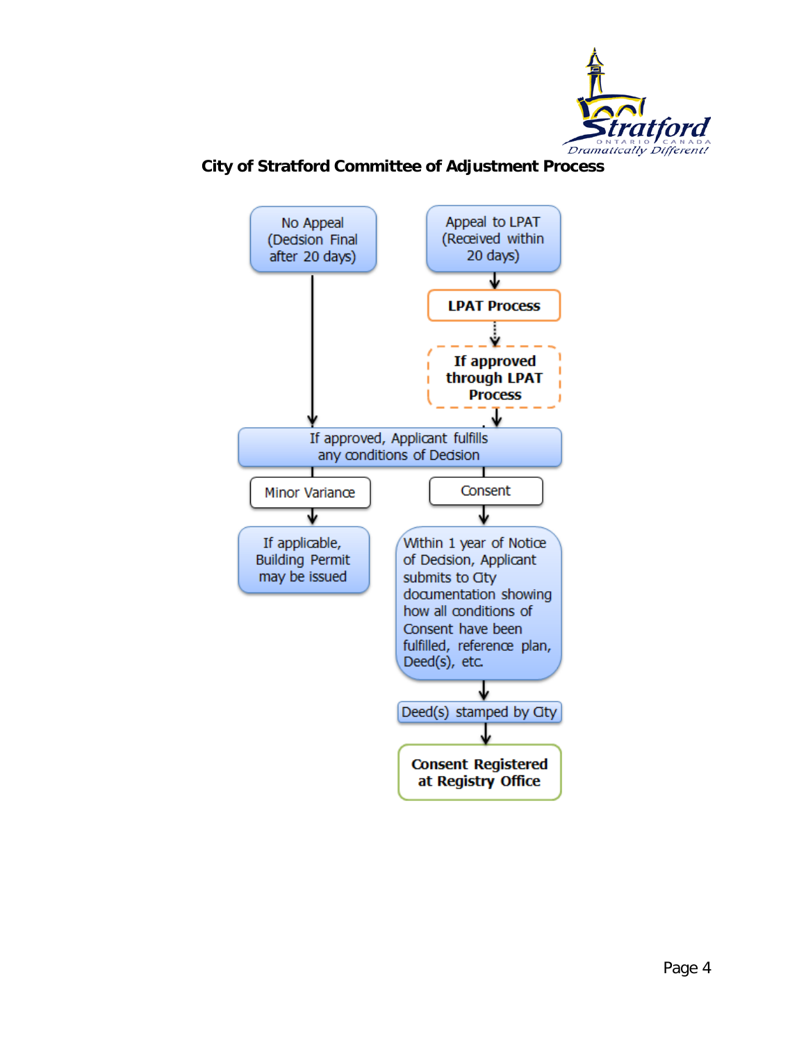**City of Stratford Committee of Adjustment Process**

No Appeal (Decision Final after 20 days)

Appeal to LPAT (Received within 20 days)

**LPAT Process**

**If approved through LPAT Process**

If approved, Applicant fulfills any conditions of Decision

Minor Variance

If applicable, Building Permit may be issued

Consent

Within 1 year of Notice of Decision, Applicant submits to City documentation showing how all conditions of Consent have been fulfilled, reference plan, Deed(s), etc.

Deed(s) stamped by City

**Consent Registered at Registry Office**